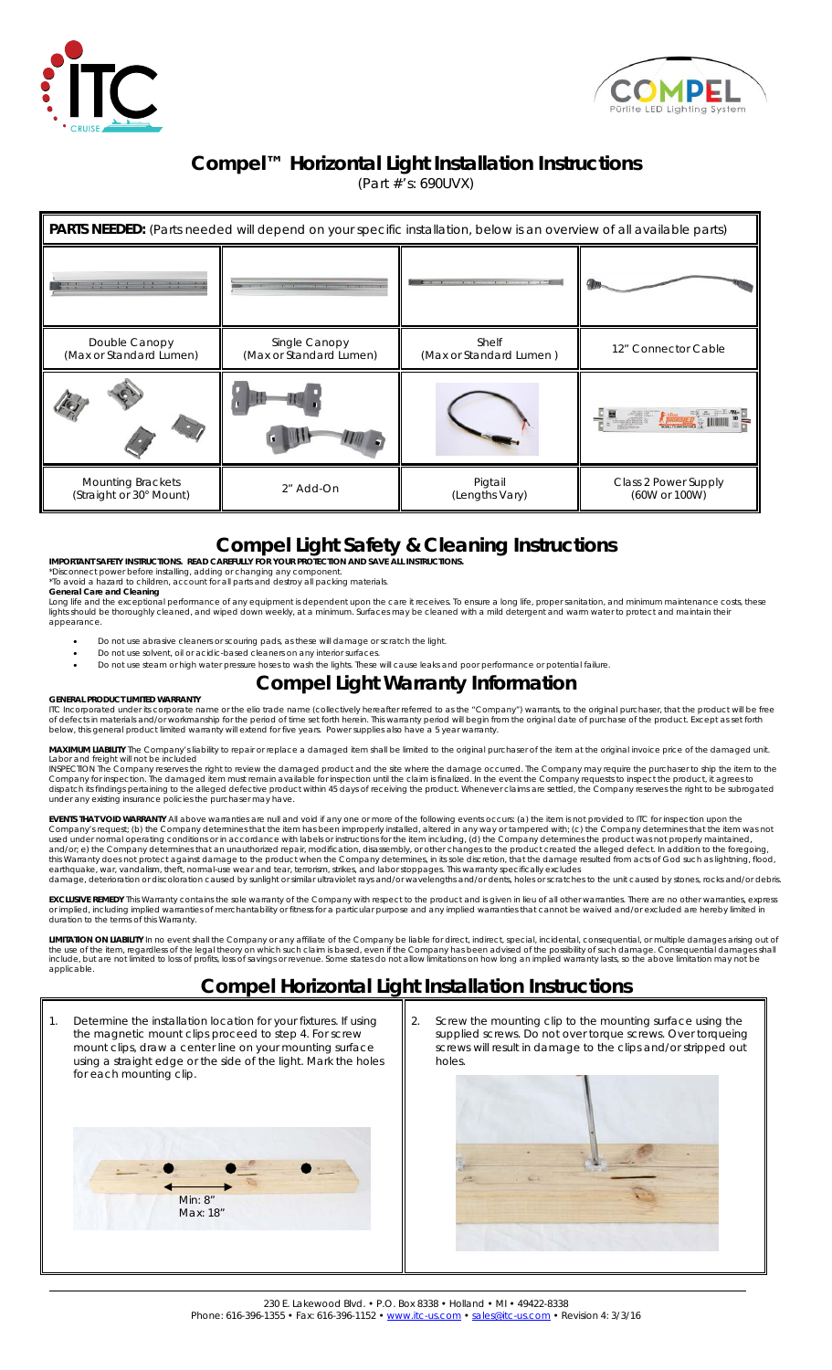# Compel™ Horizontal Light Installation Instructions

(Part #'s: 690UVX)

**PARTS NEEDED:** (Parts needed will depend on your specific installation, below is an overview of all available parts)

| | | | |
|---|---|---|---|
| Double Canopy (Max or Standard Lumen) | Single Canopy (Max or Standard Lumen) | Shelf (Max or Standard Lumen ) | 12" Connector Cable |
| Mounting Brackets (Straight or 30° Mount) | 2" Add-On | Pigtail (Lengths Vary) | Class 2 Power Supply (60W or 100W) |

## Compel Light Safety & Cleaning Instructions

**IMPORTANT SAFETY INSTRUCTIONS. READ CAREFULLY FOR YOUR PROTECTION AND SAVE ALL INSTRUCTIONS.**

*Disconnect power before installing, adding or changing any component.

*To avoid a hazard to children, account for all parts and destroy all packing materials.

**General Care and Cleaning**

Long life and the exceptional performance of any equipment is dependent upon the care it receives. To ensure a long life, proper sanitation, and minimum maintenance costs, these lights should be thoroughly cleaned, and wiped down weekly, at a minimum. Surfaces may be cleaned with a mild detergent and warm water to protect and maintain their appearance.

- Do not use abrasive cleaners or scouring pads, as these will damage or scratch the light.
- Do not use solvent, oil or acidic-based cleaners on any interior surfaces.
- Do not use steam or high water pressure hoses to wash the lights. These will cause leaks and poor performance or potential failure.

## Compel Light Warranty Information

**GENERAL PRODUCT LIMITED WARRANTY**

ITC Incorporated under its corporate name or the elio trade name (collectively hereafter referred to as the "Company") warrants, to the original purchaser, that the product will be free of defects in materials and/or workmanship for the period of time set forth herein. This warranty period will begin from the original date of purchase of the product. Except as set forth below, this general product limited warranty will extend for five years. Power supplies also have a 5 year warranty.

**MAXIMUM LIABILITY** The Company's liability to repair or replace a damaged item shall be limited to the original purchaser of the item at the original invoice price of the damaged unit. Labor and freight will not be included

INSPECTION The Company reserves the right to review the damaged product and the site where the damage occurred. The Company may require the purchaser to ship the item to the Company for inspection. The damaged item must remain available for inspection until the claim is finalized. In the event the Company requests to inspect the product, it agrees to dispatch its findings pertaining to the alleged defective product within 45 days of receiving the product. Whenever claims are settled, the Company reserves the right to be subrogated under any existing insurance policies the purchaser may have.

**EVENTS THAT VOID WARRANTY** All above warranties are null and void if any one or more of the following events occurs: (a) the item is not provided to ITC for inspection upon the Company's request; (b) the Company determines that the item has been improperly installed, altered in any way or tampered with; (c) the Company determines that the item was not used under normal operating conditions or in accordance with labels or instructions for the item including, (d) the Company determines the product was not properly maintained, and/or; e) the Company determines that an unauthorized repair, modification, disassembly, or other changes to the product created the alleged defect. In addition to the foregoing, this Warranty does not protect against damage to the product when the Company determines, in its sole discretion, that the damage resulted from acts of God such as lightning, flood, earthquake, war, vandalism, theft, normal-use wear and tear, terrorism, strikes, and labor stoppages. This warranty specifically excludes damage, deterioration or discoloration caused by sunlight or similar ultraviolet rays and/or wavelengths and/or dents, holes or scratches to the unit caused by stones, rocks and/or debris.

**EXCLUSIVE REMEDY** This Warranty contains the sole warranty of the Company with respect to the product and is given in lieu of all other warranties. There are no other warranties, express or implied, including implied warranties of merchantability or fitness for a particular purpose and any implied warranties that cannot be waived and/or excluded are hereby limited in duration to the terms of this Warranty.

**LIMITATION ON LIABILITY** In no event shall the Company or any affiliate of the Company be liable for direct, indirect, special, incidental, consequential, or multiple damages arising out of the use of the item, regardless of the legal theory on which such claim is based, even if the Company has been advised of the possibility of such damage. Consequential damages shall include, but are not limited to loss of profits, loss of savings or revenue. Some states do not allow limitations on how long an implied warranty lasts, so the above limitation may not be applicable.

## Compel Horizontal Light Installation Instructions

1. Determine the installation location for your fixtures. If using the magnetic mount clips proceed to step 4. For screw mount clips, draw a center line on your mounting surface using a straight edge or the side of the light. Mark the holes for each mounting clip.

   Min: 8"
   Max: 18"

2. Screw the mounting clip to the mounting surface using the supplied screws. Do not over torque screws. Over torqueing screws will result in damage to the clips and/or stripped out holes.

230 E. Lakewood Blvd. • P.O. Box 8338 • Holland • MI • 49422-8338
Phone: 616-396-1355 • Fax: 616-396-1152 • www.itc-us.com • sales@itc-us.com • Revision 4: 3/3/16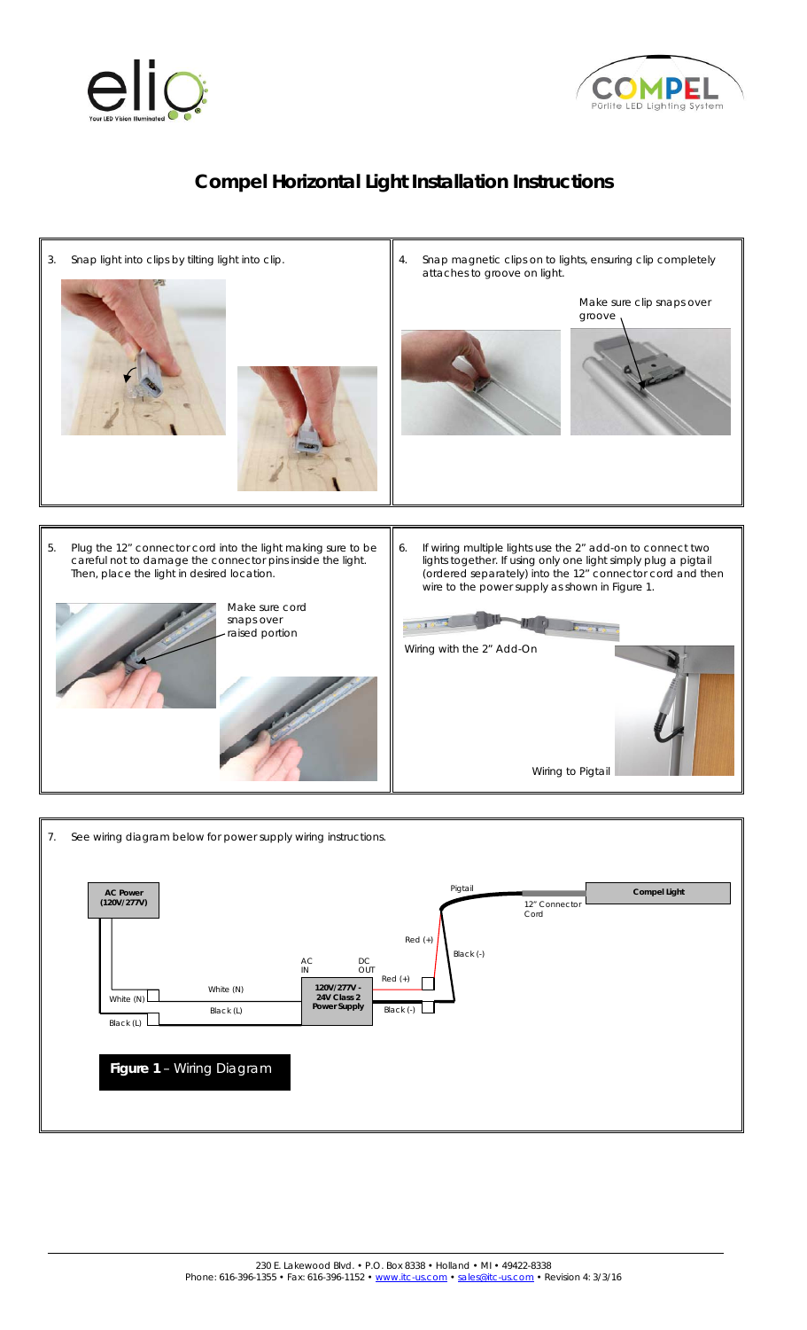# Compel Horizontal Light Installation Instructions

3. Snap light into clips by tilting light into clip.

4. Snap magnetic clips on to lights, ensuring clip completely attaches to groove on light.

Make sure clip snaps over groove

5. Plug the 12" connector cord into the light making sure to be careful not to damage the connector pins inside the light. Then, place the light in desired location.

Make sure cord snaps over raised portion

6. If wiring multiple lights use the 2" add-on to connect two lights together. If using only one light simply plug a pigtail (ordered separately) into the 12" connector cord and then wire to the power supply as shown in Figure 1.

Wiring with the 2" Add-On

Wiring to Pigtail

7. See wiring diagram below for power supply wiring instructions.

AC Power (120V/277V)

White (N)

Black (L)

White (N)

Black (L)

AC IN

DC OUT

120V/277V - 24V Class 2 Power Supply

Red (+)

Black (-)

Red (+)

Black (-)

Pigtail

12" Connector Cord

Compel Light

**Figure 1** – Wiring Diagram

230 E. Lakewood Blvd. • P.O. Box 8338 • Holland • MI • 49422-8338
Phone: 616-396-1355 • Fax: 616-396-1152 • www.itc-us.com • sales@itc-us.com • Revision 4: 3/3/16